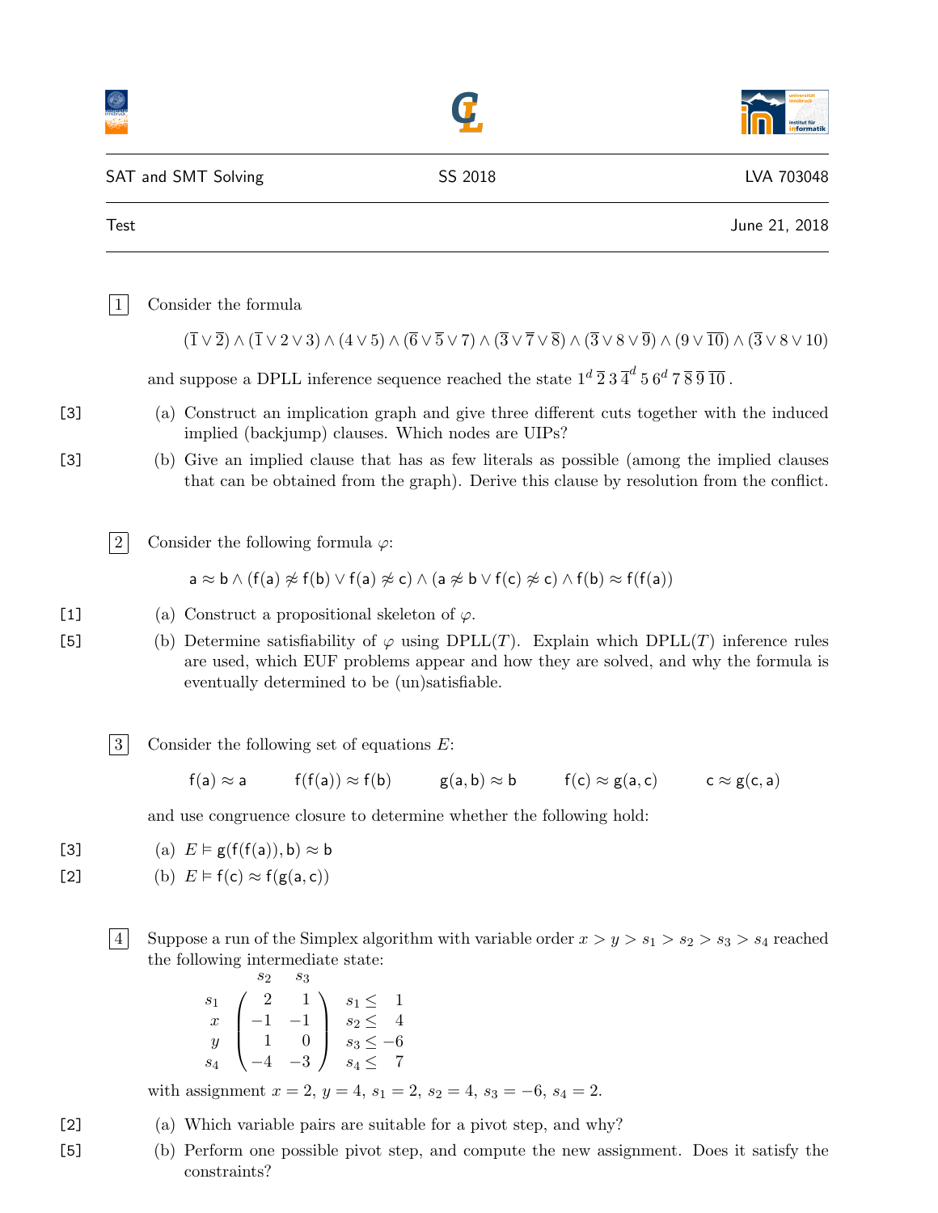| SAT and SMT Solving | SS 2018 | LVA 703048 |
| --- | --- | --- |

Test — June 21, 2018

---

**1** Consider the formula

$$(\overline{1} \vee \overline{2}) \wedge (\overline{1} \vee 2 \vee 3) \wedge (4 \vee 5) \wedge (\overline{6} \vee \overline{5} \vee 7) \wedge (\overline{3} \vee \overline{7} \vee \overline{8}) \wedge (\overline{3} \vee 8 \vee \overline{9}) \wedge (9 \vee \overline{10}) \wedge (\overline{3} \vee 8 \vee 10)$$

and suppose a DPLL inference sequence reached the state $1^d\, \overline{2}\, 3\, \overline{4}^d\, 5\, 6^d\, 7\, \overline{8}\, \overline{9}\, \overline{10}$.

[3] (a) Construct an implication graph and give three different cuts together with the induced implied (backjump) clauses. Which nodes are UIPs?

[3] (b) Give an implied clause that has as few literals as possible (among the implied clauses that can be obtained from the graph). Derive this clause by resolution from the conflict.

**2** Consider the following formula $\varphi$:

$$\mathsf{a} \approx \mathsf{b} \wedge (\mathsf{f(a)} \not\approx \mathsf{f(b)} \vee \mathsf{f(a)} \not\approx \mathsf{c}) \wedge (\mathsf{a} \not\approx \mathsf{b} \vee \mathsf{f(c)} \not\approx \mathsf{c}) \wedge \mathsf{f(b)} \approx \mathsf{f(f(a))}$$

[1] (a) Construct a propositional skeleton of $\varphi$.

[5] (b) Determine satisfiability of $\varphi$ using DPLL($T$). Explain which DPLL($T$) inference rules are used, which EUF problems appear and how they are solved, and why the formula is eventually determined to be (un)satisfiable.

**3** Consider the following set of equations $E$:

$$\mathsf{f(a)} \approx \mathsf{a} \qquad \mathsf{f(f(a))} \approx \mathsf{f(b)} \qquad \mathsf{g(a,b)} \approx \mathsf{b} \qquad \mathsf{f(c)} \approx \mathsf{g(a,c)} \qquad \mathsf{c} \approx \mathsf{g(c,a)}$$

and use congruence closure to determine whether the following hold:

[3] (a) $E \vDash \mathsf{g(f(f(a)),b)} \approx \mathsf{b}$

[2] (b) $E \vDash \mathsf{f(c)} \approx \mathsf{f(g(a,c))}$

**4** Suppose a run of the Simplex algorithm with variable order $x > y > s_1 > s_2 > s_3 > s_4$ reached the following intermediate state:

$$\begin{array}{c} \\ s_1 \\ x \\ y \\ s_4 \end{array} \begin{array}{c} \begin{array}{cc} s_2 & s_3 \end{array} \\ \begin{pmatrix} 2 & 1 \\ -1 & -1 \\ 1 & 0 \\ -4 & -3 \end{pmatrix} \end{array} \quad \begin{array}{l} \\ s_1 \leq 1 \\ s_2 \leq 4 \\ s_3 \leq -6 \\ s_4 \leq 7 \end{array}$$

with assignment $x = 2$, $y = 4$, $s_1 = 2$, $s_2 = 4$, $s_3 = -6$, $s_4 = 2$.

[2] (a) Which variable pairs are suitable for a pivot step, and why?

[5] (b) Perform one possible pivot step, and compute the new assignment. Does it satisfy the constraints?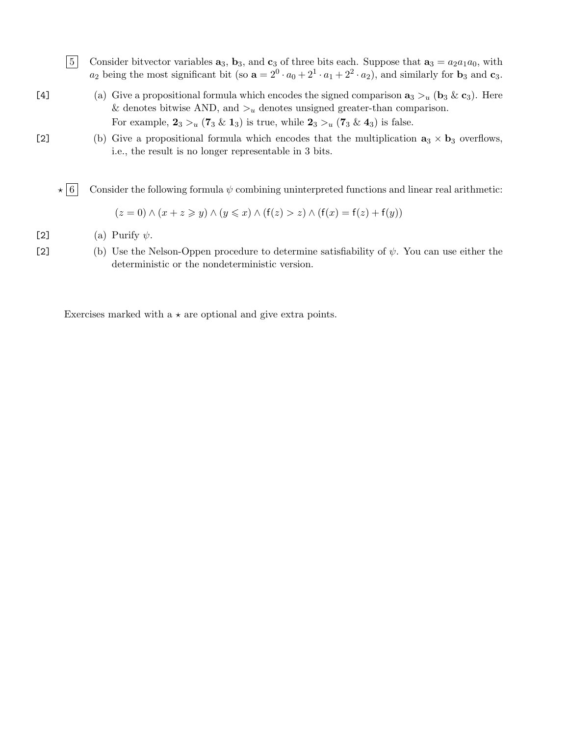**5** Consider bitvector variables $\mathbf{a}_3$, $\mathbf{b}_3$, and $\mathbf{c}_3$ of three bits each. Suppose that $\mathbf{a}_3 = a_2 a_1 a_0$, with $a_2$ being the most significant bit (so $\mathbf{a} = 2^0 \cdot a_0 + 2^1 \cdot a_1 + 2^2 \cdot a_2$), and similarly for $\mathbf{b}_3$ and $\mathbf{c}_3$.

[4] (a) Give a propositional formula which encodes the signed comparison $\mathbf{a}_3 >_u (\mathbf{b}_3 \,\&\, \mathbf{c}_3)$. Here & denotes bitwise AND, and $>_u$ denotes unsigned greater-than comparison.
For example, $\mathbf{2}_3 >_u (\mathbf{7}_3 \,\&\, \mathbf{1}_3)$ is true, while $\mathbf{2}_3 >_u (\mathbf{7}_3 \,\&\, \mathbf{4}_3)$ is false.

[2] (b) Give a propositional formula which encodes that the multiplication $\mathbf{a}_3 \times \mathbf{b}_3$ overflows, i.e., the result is no longer representable in 3 bits.

⋆ **6** Consider the following formula $\psi$ combining uninterpreted functions and linear real arithmetic:

$$(z = 0) \wedge (x + z \geqslant y) \wedge (y \leqslant x) \wedge (\mathsf{f}(z) > z) \wedge (\mathsf{f}(x) = \mathsf{f}(z) + \mathsf{f}(y))$$

[2] (a) Purify $\psi$.

[2] (b) Use the Nelson-Oppen procedure to determine satisfiability of $\psi$. You can use either the deterministic or the nondeterministic version.

Exercises marked with a ⋆ are optional and give extra points.